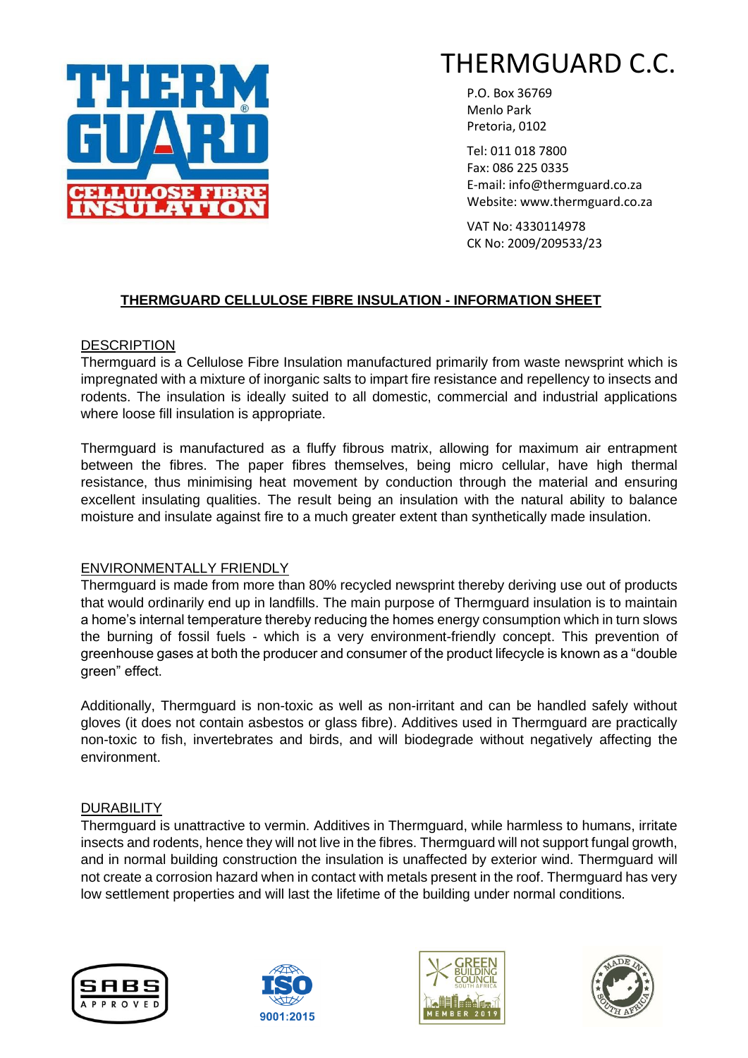# THERMGUARD C.C.

P.O. Box 36769
Menlo Park
Pretoria, 0102

Tel: 011 018 7800
Fax: 086 225 0335
E-mail: info@thermguard.co.za
Website: www.thermguard.co.za

VAT No: 4330114978
CK No: 2009/209533/23

## THERMGUARD CELLULOSE FIBRE INSULATION - INFORMATION SHEET

### DESCRIPTION

Thermguard is a Cellulose Fibre Insulation manufactured primarily from waste newsprint which is impregnated with a mixture of inorganic salts to impart fire resistance and repellency to insects and rodents. The insulation is ideally suited to all domestic, commercial and industrial applications where loose fill insulation is appropriate.

Thermguard is manufactured as a fluffy fibrous matrix, allowing for maximum air entrapment between the fibres. The paper fibres themselves, being micro cellular, have high thermal resistance, thus minimising heat movement by conduction through the material and ensuring excellent insulating qualities. The result being an insulation with the natural ability to balance moisture and insulate against fire to a much greater extent than synthetically made insulation.

### ENVIRONMENTALLY FRIENDLY

Thermguard is made from more than 80% recycled newsprint thereby deriving use out of products that would ordinarily end up in landfills. The main purpose of Thermguard insulation is to maintain a home's internal temperature thereby reducing the homes energy consumption which in turn slows the burning of fossil fuels - which is a very environment-friendly concept. This prevention of greenhouse gases at both the producer and consumer of the product lifecycle is known as a "double green" effect.

Additionally, Thermguard is non-toxic as well as non-irritant and can be handled safely without gloves (it does not contain asbestos or glass fibre). Additives used in Thermguard are practically non-toxic to fish, invertebrates and birds, and will biodegrade without negatively affecting the environment.

### DURABILITY

Thermguard is unattractive to vermin. Additives in Thermguard, while harmless to humans, irritate insects and rodents, hence they will not live in the fibres. Thermguard will not support fungal growth, and in normal building construction the insulation is unaffected by exterior wind. Thermguard will not create a corrosion hazard when in contact with metals present in the roof. Thermguard has very low settlement properties and will last the lifetime of the building under normal conditions.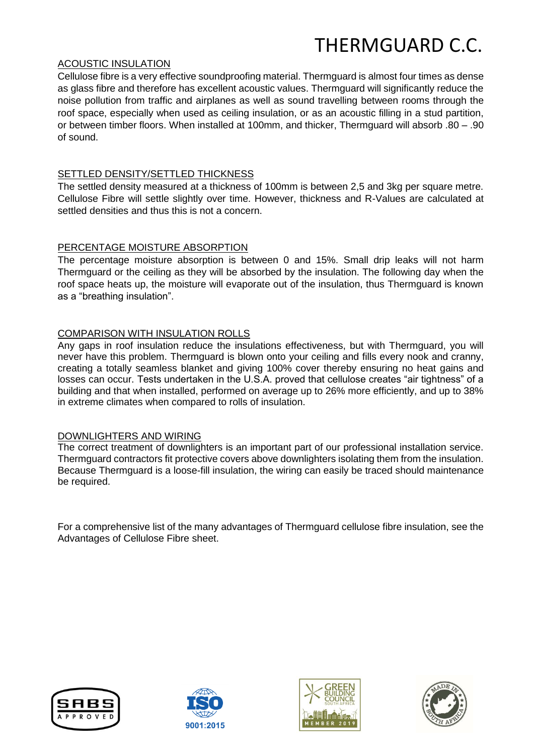# THERMGUARD C.C.

## ACOUSTIC INSULATION

Cellulose fibre is a very effective soundproofing material. Thermguard is almost four times as dense as glass fibre and therefore has excellent acoustic values. Thermguard will significantly reduce the noise pollution from traffic and airplanes as well as sound travelling between rooms through the roof space, especially when used as ceiling insulation, or as an acoustic filling in a stud partition, or between timber floors. When installed at 100mm, and thicker, Thermguard will absorb .80 – .90 of sound.

## SETTLED DENSITY/SETTLED THICKNESS

The settled density measured at a thickness of 100mm is between 2,5 and 3kg per square metre. Cellulose Fibre will settle slightly over time. However, thickness and R-Values are calculated at settled densities and thus this is not a concern.

## PERCENTAGE MOISTURE ABSORPTION

The percentage moisture absorption is between 0 and 15%. Small drip leaks will not harm Thermguard or the ceiling as they will be absorbed by the insulation. The following day when the roof space heats up, the moisture will evaporate out of the insulation, thus Thermguard is known as a "breathing insulation".

## COMPARISON WITH INSULATION ROLLS

Any gaps in roof insulation reduce the insulations effectiveness, but with Thermguard, you will never have this problem. Thermguard is blown onto your ceiling and fills every nook and cranny, creating a totally seamless blanket and giving 100% cover thereby ensuring no heat gains and losses can occur. Tests undertaken in the U.S.A. proved that cellulose creates "air tightness" of a building and that when installed, performed on average up to 26% more efficiently, and up to 38% in extreme climates when compared to rolls of insulation.

## DOWNLIGHTERS AND WIRING

The correct treatment of downlighters is an important part of our professional installation service. Thermguard contractors fit protective covers above downlighters isolating them from the insulation. Because Thermguard is a loose-fill insulation, the wiring can easily be traced should maintenance be required.

For a comprehensive list of the many advantages of Thermguard cellulose fibre insulation, see the Advantages of Cellulose Fibre sheet.